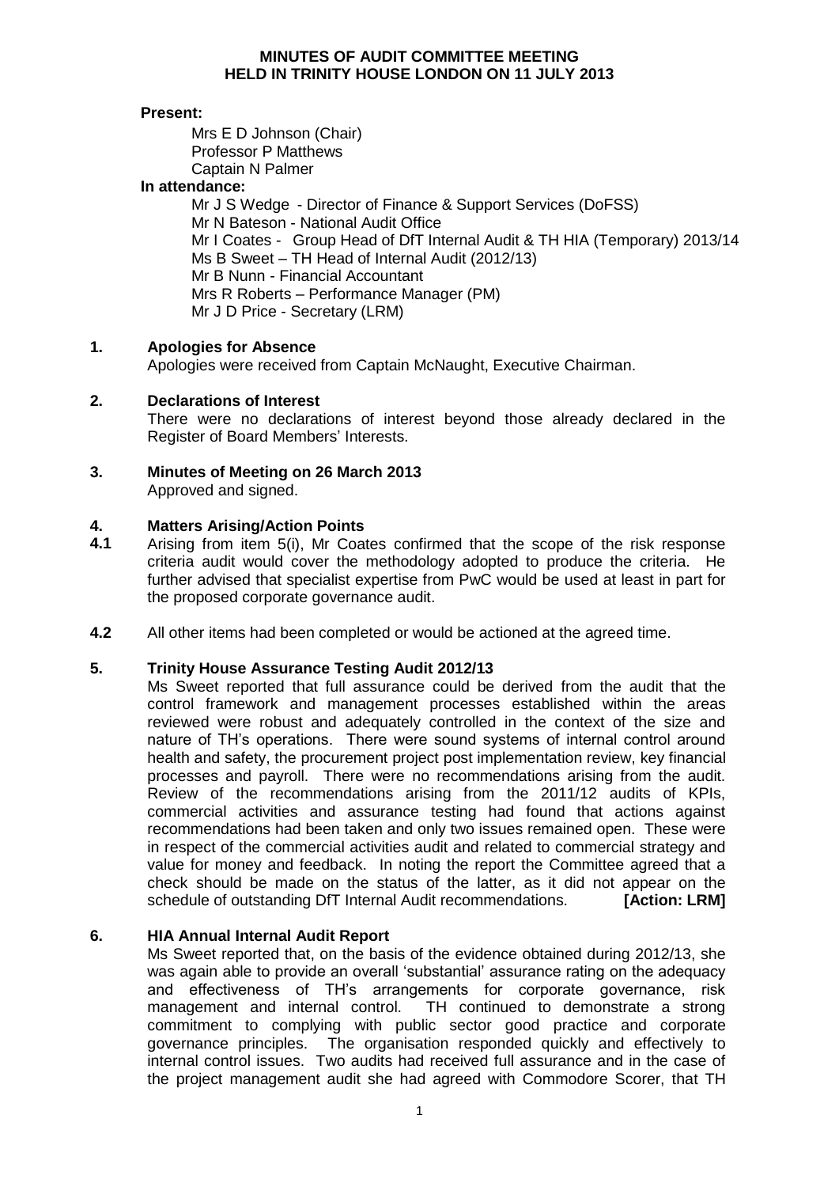# MINUTES OF AUDIT COMMITTEE MEETING HELD IN TRINITY HOUSE LONDON ON 11 JULY 2013

**Present:**

Mrs E D Johnson (Chair)
Professor P Matthews
Captain N Palmer

**In attendance:**

Mr J S Wedge - Director of Finance & Support Services (DoFSS)
Mr N Bateson - National Audit Office
Mr I Coates - Group Head of DfT Internal Audit & TH HIA (Temporary) 2013/14
Ms B Sweet – TH Head of Internal Audit (2012/13)
Mr B Nunn - Financial Accountant
Mrs R Roberts – Performance Manager (PM)
Mr J D Price - Secretary (LRM)

## 1. Apologies for Absence

Apologies were received from Captain McNaught, Executive Chairman.

## 2. Declarations of Interest

There were no declarations of interest beyond those already declared in the Register of Board Members' Interests.

## 3. Minutes of Meeting on 26 March 2013

Approved and signed.

## 4. Matters Arising/Action Points

**4.1** Arising from item 5(i), Mr Coates confirmed that the scope of the risk response criteria audit would cover the methodology adopted to produce the criteria. He further advised that specialist expertise from PwC would be used at least in part for the proposed corporate governance audit.

**4.2** All other items had been completed or would be actioned at the agreed time.

## 5. Trinity House Assurance Testing Audit 2012/13

Ms Sweet reported that full assurance could be derived from the audit that the control framework and management processes established within the areas reviewed were robust and adequately controlled in the context of the size and nature of TH's operations. There were sound systems of internal control around health and safety, the procurement project post implementation review, key financial processes and payroll. There were no recommendations arising from the audit. Review of the recommendations arising from the 2011/12 audits of KPIs, commercial activities and assurance testing had found that actions against recommendations had been taken and only two issues remained open. These were in respect of the commercial activities audit and related to commercial strategy and value for money and feedback. In noting the report the Committee agreed that a check should be made on the status of the latter, as it did not appear on the schedule of outstanding DfT Internal Audit recommendations. **[Action: LRM]**

## 6. HIA Annual Internal Audit Report

Ms Sweet reported that, on the basis of the evidence obtained during 2012/13, she was again able to provide an overall 'substantial' assurance rating on the adequacy and effectiveness of TH's arrangements for corporate governance, risk management and internal control. TH continued to demonstrate a strong commitment to complying with public sector good practice and corporate governance principles. The organisation responded quickly and effectively to internal control issues. Two audits had received full assurance and in the case of the project management audit she had agreed with Commodore Scorer, that TH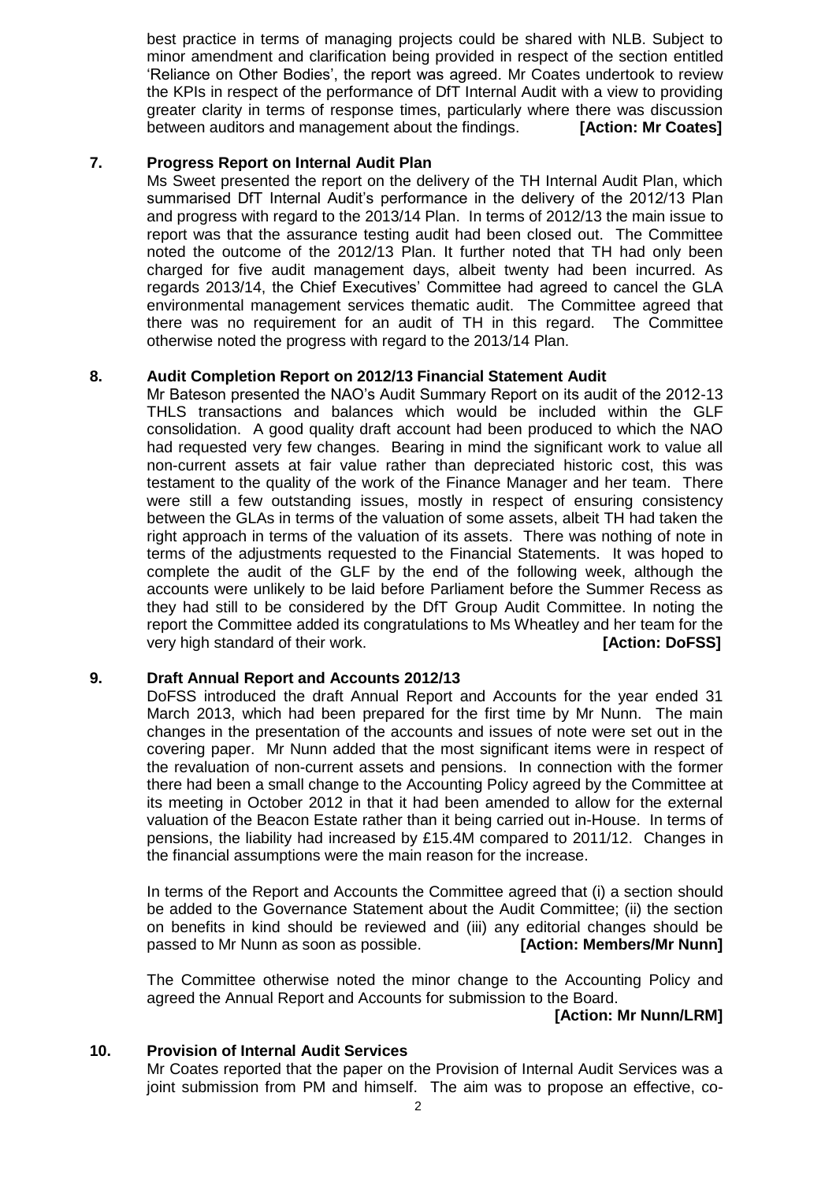best practice in terms of managing projects could be shared with NLB. Subject to minor amendment and clarification being provided in respect of the section entitled 'Reliance on Other Bodies', the report was agreed. Mr Coates undertook to review the KPIs in respect of the performance of DfT Internal Audit with a view to providing greater clarity in terms of response times, particularly where there was discussion between auditors and management about the findings. **[Action: Mr Coates]**

## 7. Progress Report on Internal Audit Plan

Ms Sweet presented the report on the delivery of the TH Internal Audit Plan, which summarised DfT Internal Audit's performance in the delivery of the 2012/13 Plan and progress with regard to the 2013/14 Plan. In terms of 2012/13 the main issue to report was that the assurance testing audit had been closed out. The Committee noted the outcome of the 2012/13 Plan. It further noted that TH had only been charged for five audit management days, albeit twenty had been incurred. As regards 2013/14, the Chief Executives' Committee had agreed to cancel the GLA environmental management services thematic audit. The Committee agreed that there was no requirement for an audit of TH in this regard. The Committee otherwise noted the progress with regard to the 2013/14 Plan.

## 8. Audit Completion Report on 2012/13 Financial Statement Audit

Mr Bateson presented the NAO's Audit Summary Report on its audit of the 2012-13 THLS transactions and balances which would be included within the GLF consolidation. A good quality draft account had been produced to which the NAO had requested very few changes. Bearing in mind the significant work to value all non-current assets at fair value rather than depreciated historic cost, this was testament to the quality of the work of the Finance Manager and her team. There were still a few outstanding issues, mostly in respect of ensuring consistency between the GLAs in terms of the valuation of some assets, albeit TH had taken the right approach in terms of the valuation of its assets. There was nothing of note in terms of the adjustments requested to the Financial Statements. It was hoped to complete the audit of the GLF by the end of the following week, although the accounts were unlikely to be laid before Parliament before the Summer Recess as they had still to be considered by the DfT Group Audit Committee. In noting the report the Committee added its congratulations to Ms Wheatley and her team for the very high standard of their work. **[Action: DoFSS]**

## 9. Draft Annual Report and Accounts 2012/13

DoFSS introduced the draft Annual Report and Accounts for the year ended 31 March 2013, which had been prepared for the first time by Mr Nunn. The main changes in the presentation of the accounts and issues of note were set out in the covering paper. Mr Nunn added that the most significant items were in respect of the revaluation of non-current assets and pensions. In connection with the former there had been a small change to the Accounting Policy agreed by the Committee at its meeting in October 2012 in that it had been amended to allow for the external valuation of the Beacon Estate rather than it being carried out in-House. In terms of pensions, the liability had increased by £15.4M compared to 2011/12. Changes in the financial assumptions were the main reason for the increase.

In terms of the Report and Accounts the Committee agreed that (i) a section should be added to the Governance Statement about the Audit Committee; (ii) the section on benefits in kind should be reviewed and (iii) any editorial changes should be passed to Mr Nunn as soon as possible. **[Action: Members/Mr Nunn]**

The Committee otherwise noted the minor change to the Accounting Policy and agreed the Annual Report and Accounts for submission to the Board.

**[Action: Mr Nunn/LRM]**

## 10. Provision of Internal Audit Services

Mr Coates reported that the paper on the Provision of Internal Audit Services was a joint submission from PM and himself. The aim was to propose an effective, co-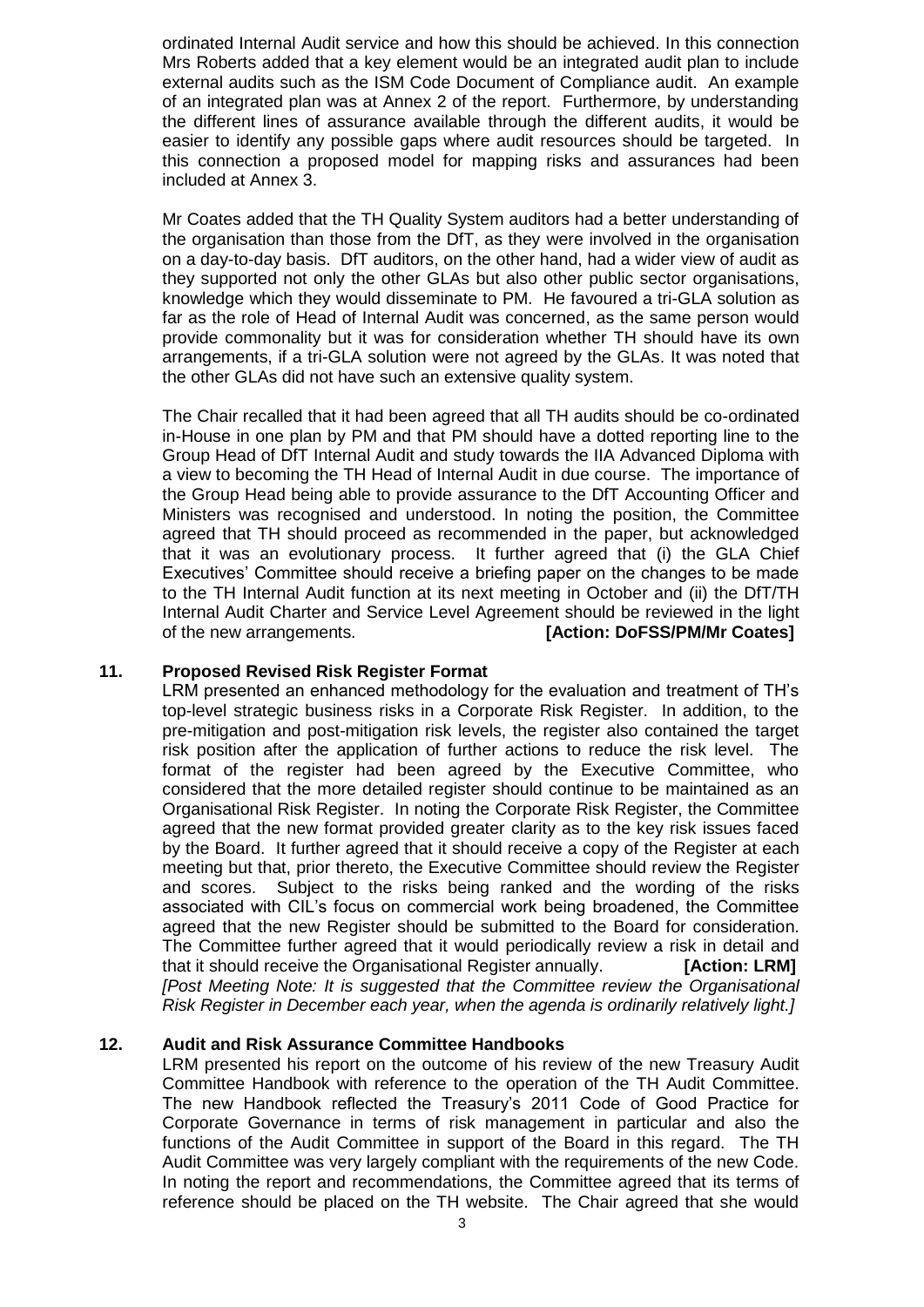ordinated Internal Audit service and how this should be achieved. In this connection Mrs Roberts added that a key element would be an integrated audit plan to include external audits such as the ISM Code Document of Compliance audit. An example of an integrated plan was at Annex 2 of the report. Furthermore, by understanding the different lines of assurance available through the different audits, it would be easier to identify any possible gaps where audit resources should be targeted. In this connection a proposed model for mapping risks and assurances had been included at Annex 3.

Mr Coates added that the TH Quality System auditors had a better understanding of the organisation than those from the DfT, as they were involved in the organisation on a day-to-day basis. DfT auditors, on the other hand, had a wider view of audit as they supported not only the other GLAs but also other public sector organisations, knowledge which they would disseminate to PM. He favoured a tri-GLA solution as far as the role of Head of Internal Audit was concerned, as the same person would provide commonality but it was for consideration whether TH should have its own arrangements, if a tri-GLA solution were not agreed by the GLAs. It was noted that the other GLAs did not have such an extensive quality system.

The Chair recalled that it had been agreed that all TH audits should be co-ordinated in-House in one plan by PM and that PM should have a dotted reporting line to the Group Head of DfT Internal Audit and study towards the IIA Advanced Diploma with a view to becoming the TH Head of Internal Audit in due course. The importance of the Group Head being able to provide assurance to the DfT Accounting Officer and Ministers was recognised and understood. In noting the position, the Committee agreed that TH should proceed as recommended in the paper, but acknowledged that it was an evolutionary process. It further agreed that (i) the GLA Chief Executives' Committee should receive a briefing paper on the changes to be made to the TH Internal Audit function at its next meeting in October and (ii) the DfT/TH Internal Audit Charter and Service Level Agreement should be reviewed in the light of the new arrangements. **[Action: DoFSS/PM/Mr Coates]**

## 11. Proposed Revised Risk Register Format

LRM presented an enhanced methodology for the evaluation and treatment of TH's top-level strategic business risks in a Corporate Risk Register. In addition, to the pre-mitigation and post-mitigation risk levels, the register also contained the target risk position after the application of further actions to reduce the risk level. The format of the register had been agreed by the Executive Committee, who considered that the more detailed register should continue to be maintained as an Organisational Risk Register. In noting the Corporate Risk Register, the Committee agreed that the new format provided greater clarity as to the key risk issues faced by the Board. It further agreed that it should receive a copy of the Register at each meeting but that, prior thereto, the Executive Committee should review the Register and scores. Subject to the risks being ranked and the wording of the risks associated with CIL's focus on commercial work being broadened, the Committee agreed that the new Register should be submitted to the Board for consideration. The Committee further agreed that it would periodically review a risk in detail and that it should receive the Organisational Register annually. **[Action: LRM]**
*[Post Meeting Note: It is suggested that the Committee review the Organisational Risk Register in December each year, when the agenda is ordinarily relatively light.]*

## 12. Audit and Risk Assurance Committee Handbooks

LRM presented his report on the outcome of his review of the new Treasury Audit Committee Handbook with reference to the operation of the TH Audit Committee. The new Handbook reflected the Treasury's 2011 Code of Good Practice for Corporate Governance in terms of risk management in particular and also the functions of the Audit Committee in support of the Board in this regard. The TH Audit Committee was very largely compliant with the requirements of the new Code. In noting the report and recommendations, the Committee agreed that its terms of reference should be placed on the TH website. The Chair agreed that she would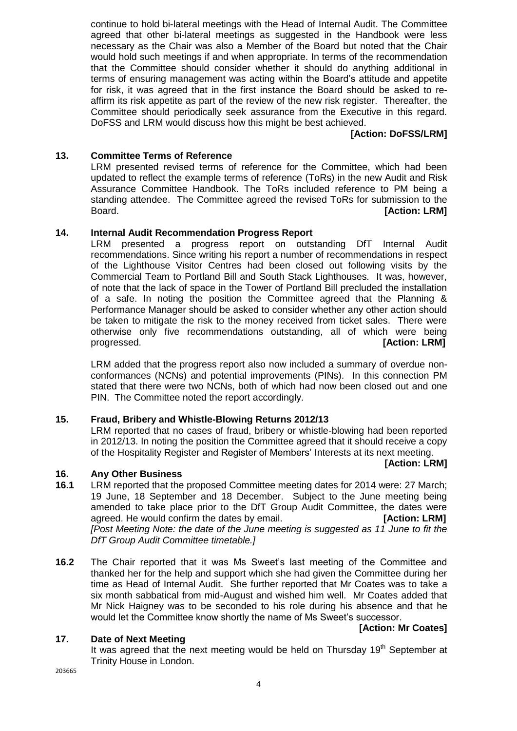continue to hold bi-lateral meetings with the Head of Internal Audit. The Committee agreed that other bi-lateral meetings as suggested in the Handbook were less necessary as the Chair was also a Member of the Board but noted that the Chair would hold such meetings if and when appropriate. In terms of the recommendation that the Committee should consider whether it should do anything additional in terms of ensuring management was acting within the Board's attitude and appetite for risk, it was agreed that in the first instance the Board should be asked to re-affirm its risk appetite as part of the review of the new risk register. Thereafter, the Committee should periodically seek assurance from the Executive in this regard. DoFSS and LRM would discuss how this might be best achieved.

**[Action: DoFSS/LRM]**

**13. Committee Terms of Reference**

LRM presented revised terms of reference for the Committee, which had been updated to reflect the example terms of reference (ToRs) in the new Audit and Risk Assurance Committee Handbook. The ToRs included reference to PM being a standing attendee. The Committee agreed the revised ToRs for submission to the Board. **[Action: LRM]**

**14. Internal Audit Recommendation Progress Report**

LRM presented a progress report on outstanding DfT Internal Audit recommendations. Since writing his report a number of recommendations in respect of the Lighthouse Visitor Centres had been closed out following visits by the Commercial Team to Portland Bill and South Stack Lighthouses. It was, however, of note that the lack of space in the Tower of Portland Bill precluded the installation of a safe. In noting the position the Committee agreed that the Planning & Performance Manager should be asked to consider whether any other action should be taken to mitigate the risk to the money received from ticket sales. There were otherwise only five recommendations outstanding, all of which were being progressed. **[Action: LRM]**

LRM added that the progress report also now included a summary of overdue non-conformances (NCNs) and potential improvements (PINs). In this connection PM stated that there were two NCNs, both of which had now been closed out and one PIN. The Committee noted the report accordingly.

**15. Fraud, Bribery and Whistle-Blowing Returns 2012/13**

LRM reported that no cases of fraud, bribery or whistle-blowing had been reported in 2012/13. In noting the position the Committee agreed that it should receive a copy of the Hospitality Register and Register of Members' Interests at its next meeting.

**[Action: LRM]**

**16. Any Other Business**

**16.1** LRM reported that the proposed Committee meeting dates for 2014 were: 27 March; 19 June, 18 September and 18 December. Subject to the June meeting being amended to take place prior to the DfT Group Audit Committee, the dates were agreed. He would confirm the dates by email. **[Action: LRM]**
*[Post Meeting Note: the date of the June meeting is suggested as 11 June to fit the DfT Group Audit Committee timetable.]*

**16.2** The Chair reported that it was Ms Sweet's last meeting of the Committee and thanked her for the help and support which she had given the Committee during her time as Head of Internal Audit. She further reported that Mr Coates was to take a six month sabbatical from mid-August and wished him well. Mr Coates added that Mr Nick Haigney was to be seconded to his role during his absence and that he would let the Committee know shortly the name of Ms Sweet's successor.

**[Action: Mr Coates]**

**17. Date of Next Meeting**

It was agreed that the next meeting would be held on Thursday 19th September at Trinity House in London.

203665